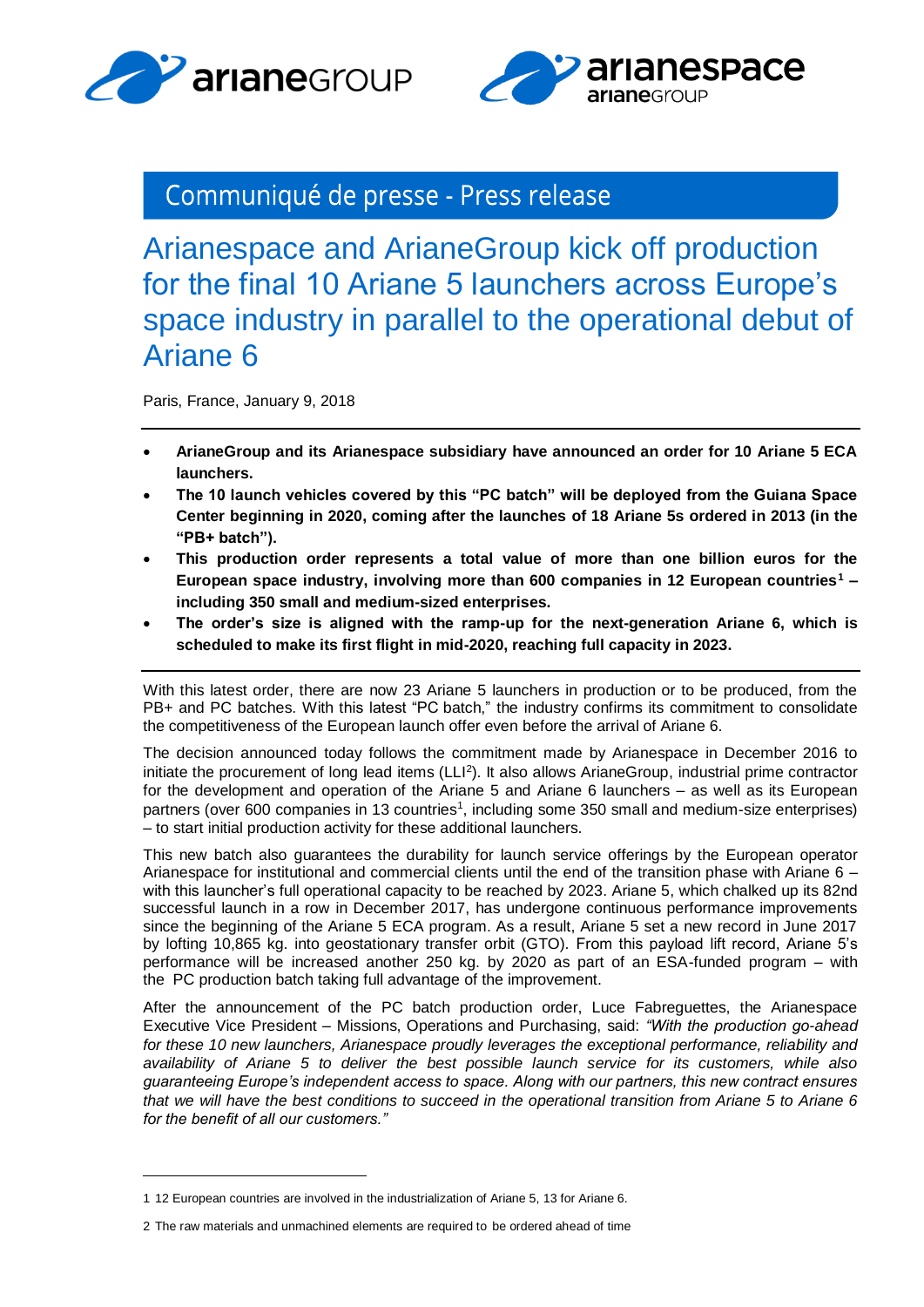Communiqué de presse - Press release

# Arianespace and ArianeGroup kick off production for the final 10 Ariane 5 launchers across Europe's space industry in parallel to the operational debut of Ariane 6

Paris, France, January 9, 2018

- **ArianeGroup and its Arianespace subsidiary have announced an order for 10 Ariane 5 ECA launchers.**
- **The 10 launch vehicles covered by this "PC batch" will be deployed from the Guiana Space Center beginning in 2020, coming after the launches of 18 Ariane 5s ordered in 2013 (in the "PB+ batch").**
- **This production order represents a total value of more than one billion euros for the European space industry, involving more than 600 companies in 12 European countries[1] – including 350 small and medium-sized enterprises.**
- **The order's size is aligned with the ramp-up for the next-generation Ariane 6, which is scheduled to make its first flight in mid-2020, reaching full capacity in 2023.**

With this latest order, there are now 23 Ariane 5 launchers in production or to be produced, from the PB+ and PC batches. With this latest "PC batch," the industry confirms its commitment to consolidate the competitiveness of the European launch offer even before the arrival of Ariane 6.

The decision announced today follows the commitment made by Arianespace in December 2016 to initiate the procurement of long lead items (LLI[2]). It also allows ArianeGroup, industrial prime contractor for the development and operation of the Ariane 5 and Ariane 6 launchers – as well as its European partners (over 600 companies in 13 countries[1], including some 350 small and medium-size enterprises) – to start initial production activity for these additional launchers.

This new batch also guarantees the durability for launch service offerings by the European operator Arianespace for institutional and commercial clients until the end of the transition phase with Ariane 6 – with this launcher's full operational capacity to be reached by 2023. Ariane 5, which chalked up its 82nd successful launch in a row in December 2017, has undergone continuous performance improvements since the beginning of the Ariane 5 ECA program. As a result, Ariane 5 set a new record in June 2017 by lofting 10,865 kg. into geostationary transfer orbit (GTO). From this payload lift record, Ariane 5's performance will be increased another 250 kg. by 2020 as part of an ESA-funded program – with the PC production batch taking full advantage of the improvement.

After the announcement of the PC batch production order, Luce Fabreguettes, the Arianespace Executive Vice President – Missions, Operations and Purchasing, said: *"With the production go-ahead for these 10 new launchers, Arianespace proudly leverages the exceptional performance, reliability and availability of Ariane 5 to deliver the best possible launch service for its customers, while also guaranteeing Europe's independent access to space. Along with our partners, this new contract ensures that we will have the best conditions to succeed in the operational transition from Ariane 5 to Ariane 6 for the benefit of all our customers."*

---

1 12 European countries are involved in the industrialization of Ariane 5, 13 for Ariane 6.

2 The raw materials and unmachined elements are required to be ordered ahead of time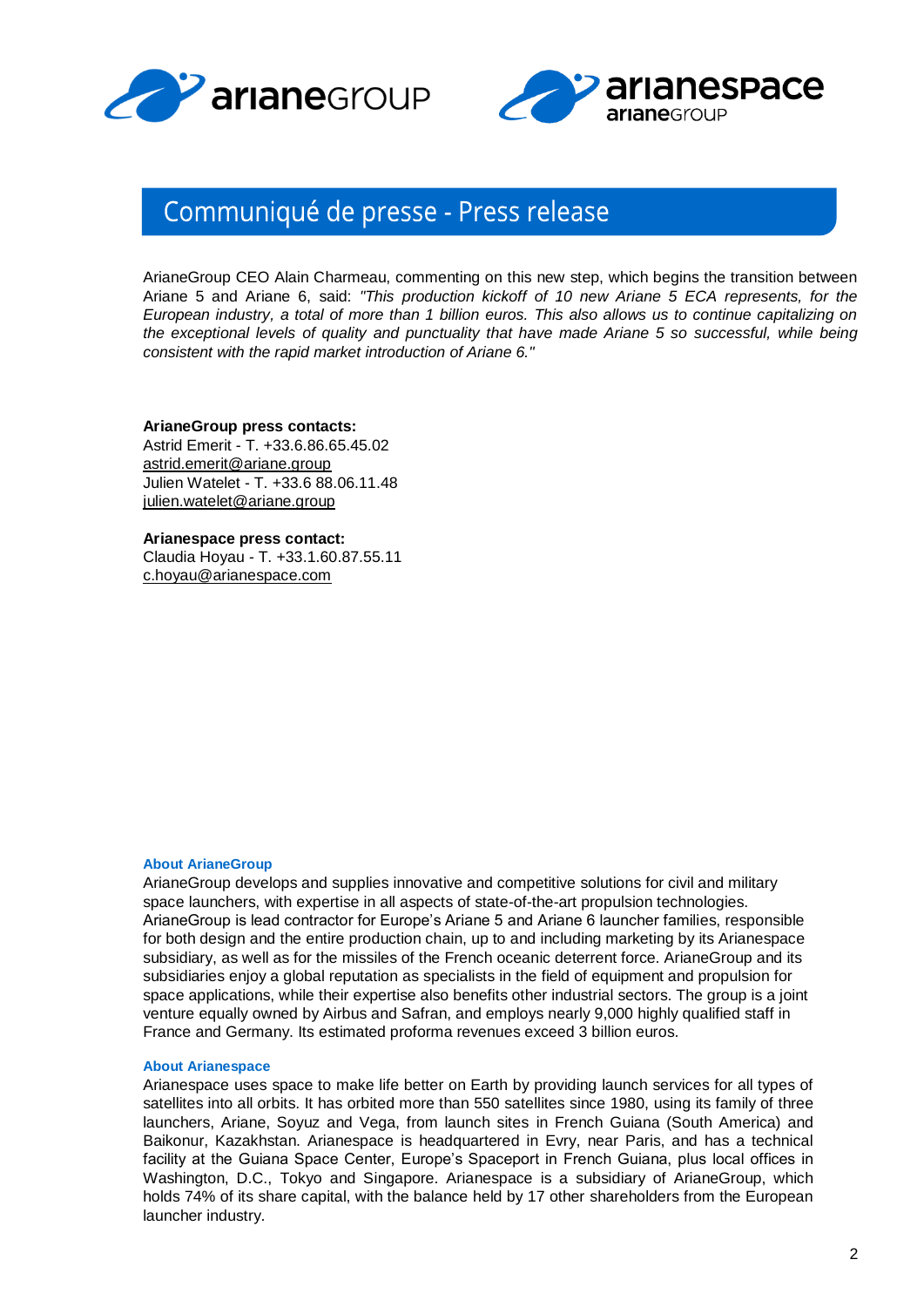# Communiqué de presse - Press release

ArianeGroup CEO Alain Charmeau, commenting on this new step, which begins the transition between Ariane 5 and Ariane 6, said: *"This production kickoff of 10 new Ariane 5 ECA represents, for the European industry, a total of more than 1 billion euros. This also allows us to continue capitalizing on the exceptional levels of quality and punctuality that have made Ariane 5 so successful, while being consistent with the rapid market introduction of Ariane 6."*

**ArianeGroup press contacts:**
Astrid Emerit - T. +33.6.86.65.45.02
astrid.emerit@ariane.group
Julien Watelet - T. +33.6 88.06.11.48
julien.watelet@ariane.group

**Arianespace press contact:**
Claudia Hoyau - T. +33.1.60.87.55.11
c.hoyau@arianespace.com

**About ArianeGroup**

ArianeGroup develops and supplies innovative and competitive solutions for civil and military space launchers, with expertise in all aspects of state-of-the-art propulsion technologies. ArianeGroup is lead contractor for Europe's Ariane 5 and Ariane 6 launcher families, responsible for both design and the entire production chain, up to and including marketing by its Arianespace subsidiary, as well as for the missiles of the French oceanic deterrent force. ArianeGroup and its subsidiaries enjoy a global reputation as specialists in the field of equipment and propulsion for space applications, while their expertise also benefits other industrial sectors. The group is a joint venture equally owned by Airbus and Safran, and employs nearly 9,000 highly qualified staff in France and Germany. Its estimated proforma revenues exceed 3 billion euros.

**About Arianespace**

Arianespace uses space to make life better on Earth by providing launch services for all types of satellites into all orbits. It has orbited more than 550 satellites since 1980, using its family of three launchers, Ariane, Soyuz and Vega, from launch sites in French Guiana (South America) and Baikonur, Kazakhstan. Arianespace is headquartered in Evry, near Paris, and has a technical facility at the Guiana Space Center, Europe's Spaceport in French Guiana, plus local offices in Washington, D.C., Tokyo and Singapore. Arianespace is a subsidiary of ArianeGroup, which holds 74% of its share capital, with the balance held by 17 other shareholders from the European launcher industry.